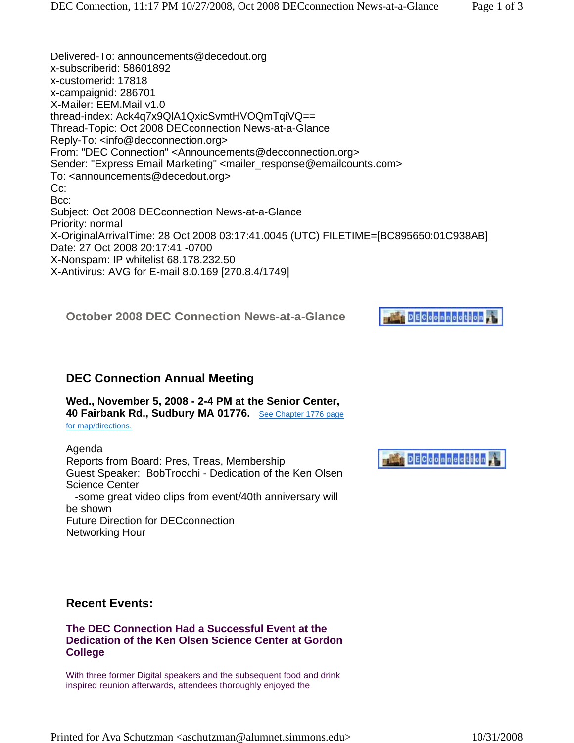Delivered-To: announcements@decedout.org
x-subscriberid: 58601892
x-customerid: 17818
x-campaignid: 286701
X-Mailer: EEM.Mail v1.0
thread-index: Ack4q7x9QlA1QxicSvmtHVOQmTqiVQ==
Thread-Topic: Oct 2008 DECconnection News-at-a-Glance
Reply-To: <info@decconnection.org>
From: "DEC Connection" <Announcements@decconnection.org>
Sender: "Express Email Marketing" <mailer_response@emailcounts.com>
To: <announcements@decedout.org>
Cc:
Bcc:
Subject: Oct 2008 DECconnection News-at-a-Glance
Priority: normal
X-OriginalArrivalTime: 28 Oct 2008 03:17:41.0045 (UTC) FILETIME=[BC895650:01C938AB]
Date: 27 Oct 2008 20:17:41 -0700
X-Nonspam: IP whitelist 68.178.232.50
X-Antivirus: AVG for E-mail 8.0.169 [270.8.4/1749]

## October 2008 DEC Connection News-at-a-Glance

## DEC Connection Annual Meeting

**Wed., November 5, 2008 - 2-4 PM at the Senior Center, 40 Fairbank Rd., Sudbury MA 01776.** See Chapter 1776 page for map/directions.

Agenda
Reports from Board: Pres, Treas, Membership
Guest Speaker: BobTrocchi - Dedication of the Ken Olsen Science Center
-some great video clips from event/40th anniversary will be shown
Future Direction for DECconnection
Networking Hour

## Recent Events:

### The DEC Connection Had a Successful Event at the Dedication of the Ken Olsen Science Center at Gordon College

With three former Digital speakers and the subsequent food and drink inspired reunion afterwards, attendees thoroughly enjoyed the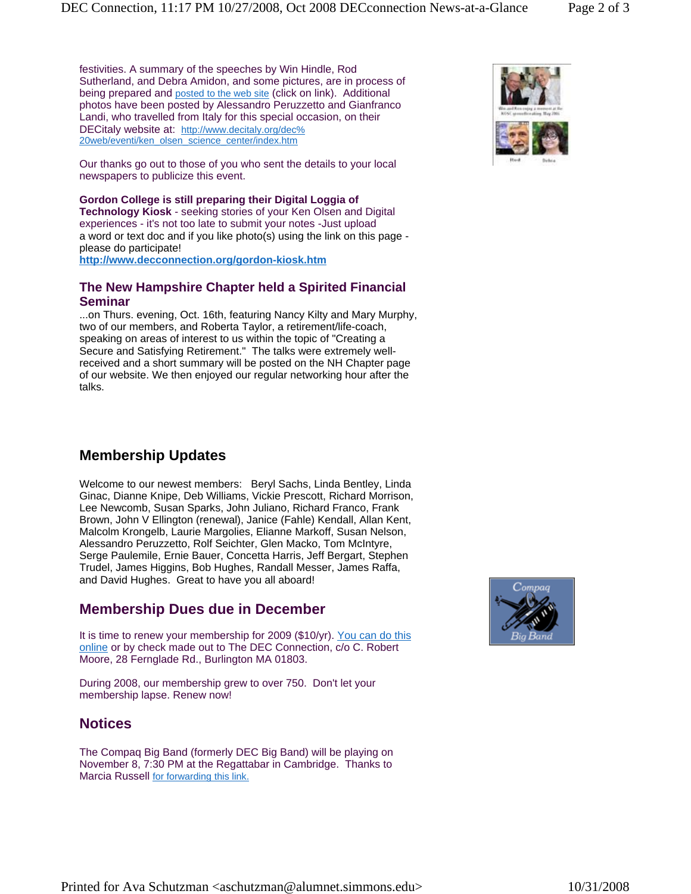festivities. A summary of the speeches by Win Hindle, Rod Sutherland, and Debra Amidon, and some pictures, are in process of being prepared and posted to the web site (click on link). Additional photos have been posted by Alessandro Peruzzetto and Gianfranco Landi, who travelled from Italy for this special occasion, on their DECitaly website at: http://www.decitaly.org/dec%20web/eventi/ken_olsen_science_center/index.htm

Our thanks go out to those of you who sent the details to your local newspapers to publicize this event.

**Gordon College is still preparing their Digital Loggia of Technology Kiosk** - seeking stories of your Ken Olsen and Digital experiences - it's not too late to submit your notes -Just upload a word or text doc and if you like photo(s) using the link on this page - please do participate!
**http://www.decconnection.org/gordon-kiosk.htm**

### The New Hampshire Chapter held a Spirited Financial Seminar

...on Thurs. evening, Oct. 16th, featuring Nancy Kilty and Mary Murphy, two of our members, and Roberta Taylor, a retirement/life-coach, speaking on areas of interest to us within the topic of "Creating a Secure and Satisfying Retirement." The talks were extremely well-received and a short summary will be posted on the NH Chapter page of our website. We then enjoyed our regular networking hour after the talks.

## Membership Updates

Welcome to our newest members: Beryl Sachs, Linda Bentley, Linda Ginac, Dianne Knipe, Deb Williams, Vickie Prescott, Richard Morrison, Lee Newcomb, Susan Sparks, John Juliano, Richard Franco, Frank Brown, John V Ellington (renewal), Janice (Fahle) Kendall, Allan Kent, Malcolm Krongelb, Laurie Margolies, Elianne Markoff, Susan Nelson, Alessandro Peruzzetto, Rolf Seichter, Glen Macko, Tom McIntyre, Serge Paulemile, Ernie Bauer, Concetta Harris, Jeff Bergart, Stephen Trudel, James Higgins, Bob Hughes, Randall Messer, James Raffa, and David Hughes. Great to have you all aboard!

## Membership Dues due in December

It is time to renew your membership for 2009 ($10/yr). You can do this online or by check made out to The DEC Connection, c/o C. Robert Moore, 28 Fernglade Rd., Burlington MA 01803.

During 2008, our membership grew to over 750. Don't let your membership lapse. Renew now!

## Notices

The Compaq Big Band (formerly DEC Big Band) will be playing on November 8, 7:30 PM at the Regattabar in Cambridge. Thanks to Marcia Russell for forwarding this link.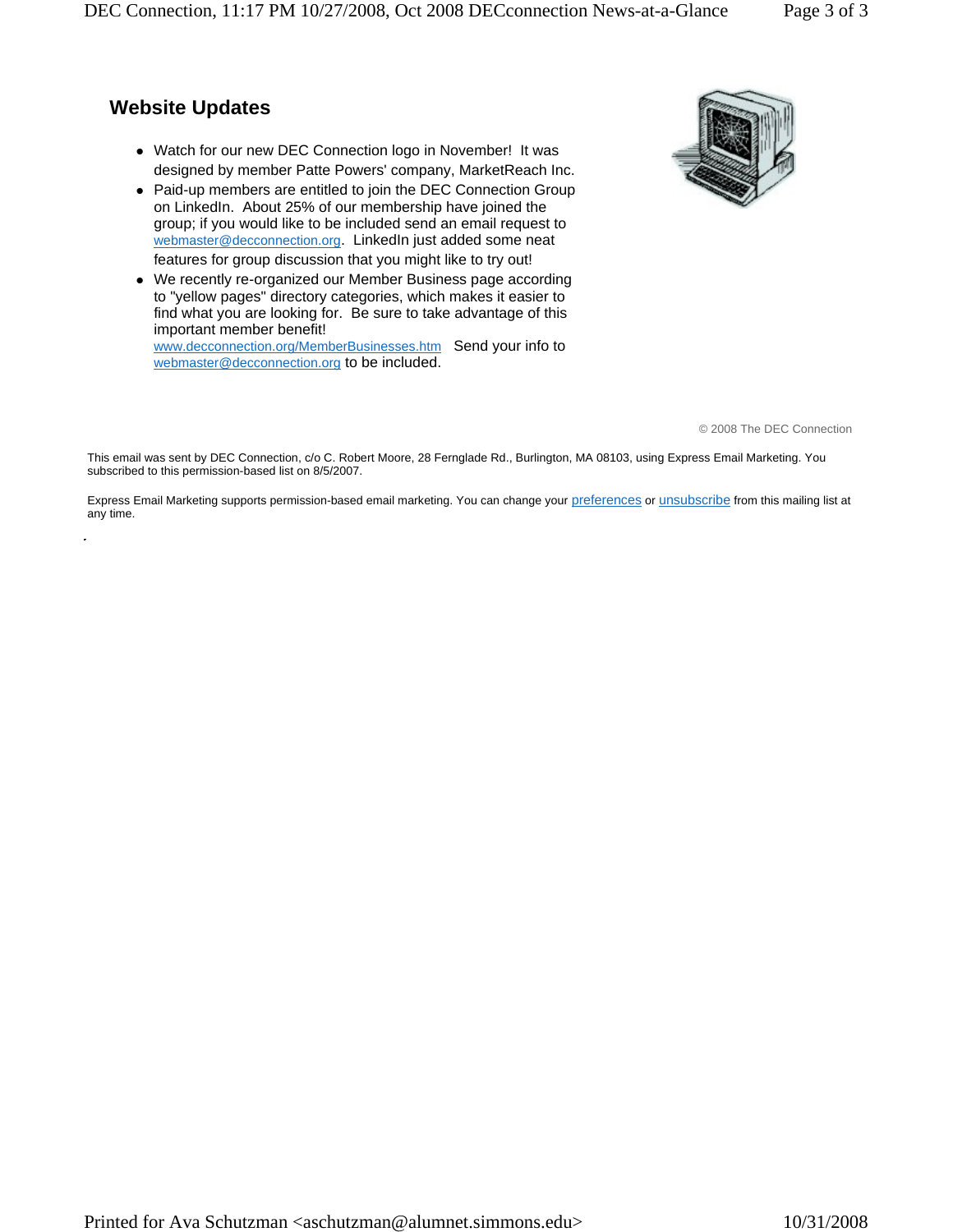## Website Updates

- Watch for our new DEC Connection logo in November! It was designed by member Patte Powers' company, MarketReach Inc.
- Paid-up members are entitled to join the DEC Connection Group on LinkedIn. About 25% of our membership have joined the group; if you would like to be included send an email request to webmaster@decconnection.org. LinkedIn just added some neat features for group discussion that you might like to try out!
- We recently re-organized our Member Business page according to "yellow pages" directory categories, which makes it easier to find what you are looking for. Be sure to take advantage of this important member benefit! www.decconnection.org/MemberBusinesses.htm Send your info to webmaster@decconnection.org to be included.

© 2008 The DEC Connection

This email was sent by DEC Connection, c/o C. Robert Moore, 28 Fernglade Rd., Burlington, MA 08103, using Express Email Marketing. You subscribed to this permission-based list on 8/5/2007.

Express Email Marketing supports permission-based email marketing. You can change your preferences or unsubscribe from this mailing list at any time.